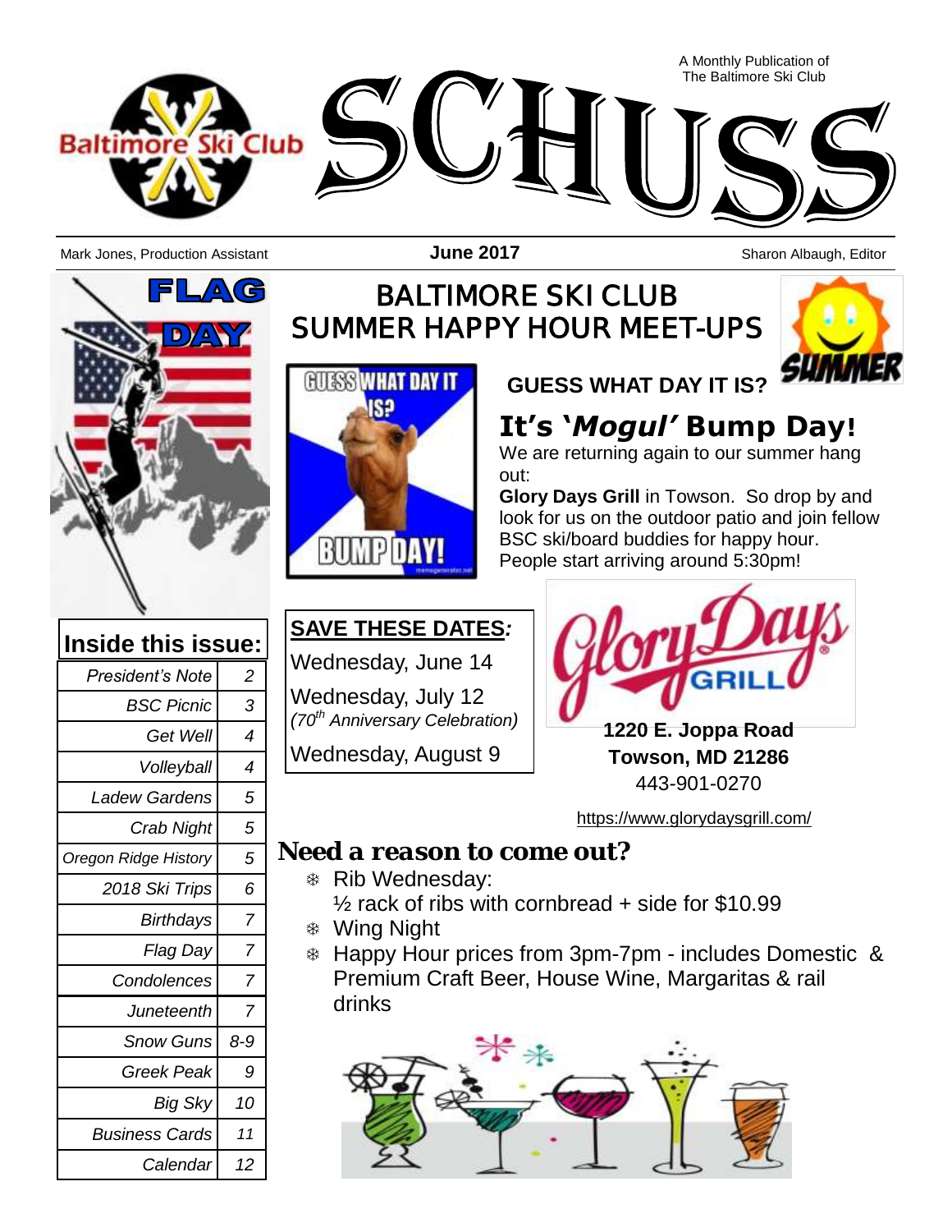A Monthly Publication of The Baltimore Ski Club

# SCHUSS

Mark Jones, Production Assistant — **June 2017** — Sharon Albaugh, Editor

## BALTIMORE SKI CLUB SUMMER HAPPY HOUR MEET-UPS

### GUESS WHAT DAY IT IS?

## It's '*Mogul*' Bump Day!

We are returning again to our summer hang out:

**Glory Days Grill** in Towson. So drop by and look for us on the outdoor patio and join fellow BSC ski/board buddies for happy hour. People start arriving around 5:30pm!

**SAVE THESE DATES:**

Wednesday, June 14

Wednesday, July 12
*(70th Anniversary Celebration)*

Wednesday, August 9

**1220 E. Joppa Road**
**Towson, MD 21286**
443-901-0270

https://www.glorydaysgrill.com/

## Need a reason to come out?

- Rib Wednesday:
  ½ rack of ribs with cornbread + side for $10.99
- Wing Night
- Happy Hour prices from 3pm-7pm - includes Domestic & Premium Craft Beer, House Wine, Margaritas & rail drinks

**Inside this issue:**

| | |
|---|---|
| *President's Note* | *2* |
| *BSC Picnic* | *3* |
| *Get Well* | *4* |
| *Volleyball* | *4* |
| *Ladew Gardens* | *5* |
| *Crab Night* | *5* |
| *Oregon Ridge History* | *5* |
| *2018 Ski Trips* | *6* |
| *Birthdays* | *7* |
| *Flag Day* | *7* |
| *Condolences* | *7* |
| *Juneteenth* | *7* |
| *Snow Guns* | *8-9* |
| *Greek Peak* | *9* |
| *Big Sky* | *10* |
| *Business Cards* | *11* |
| *Calendar* | *12* |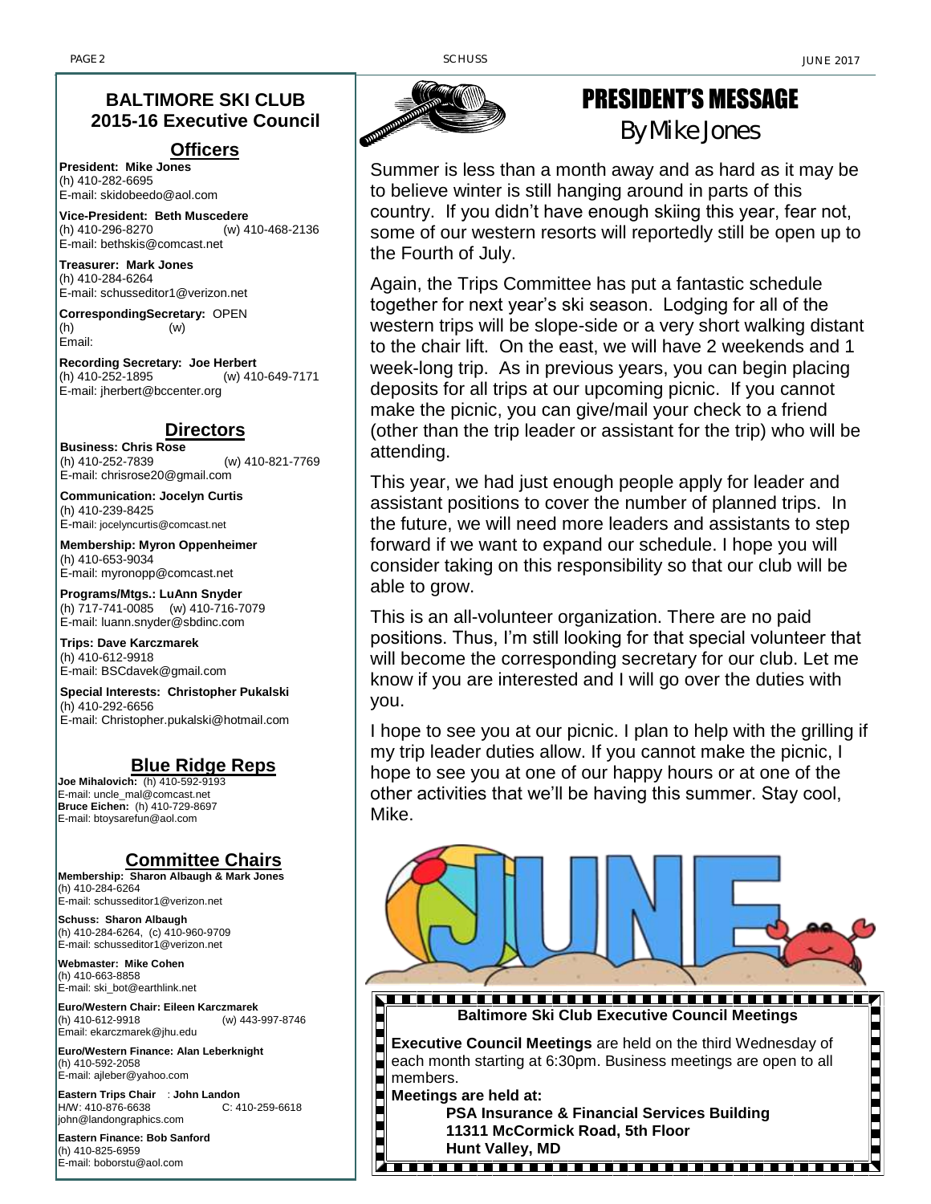## BALTIMORE SKI CLUB 2015-16 Executive Council

### Officers

**President: Mike Jones**
(h) 410-282-6695
E-mail: skidobeedo@aol.com

**Vice-President: Beth Muscedere**
(h) 410-296-8270 (w) 410-468-2136
E-mail: bethskis@comcast.net

**Treasurer: Mark Jones**
(h) 410-284-6264
E-mail: schusseditor1@verizon.net

**CorrespondingSecretary:** OPEN
(h) (w)
Email:

**Recording Secretary: Joe Herbert**
(h) 410-252-1895 (w) 410-649-7171
E-mail: jherbert@bccenter.org

### Directors

**Business: Chris Rose**
(h) 410-252-7839 (w) 410-821-7769
E-mail: chrisrose20@gmail.com

**Communication: Jocelyn Curtis**
(h) 410-239-8425
E-mail: jocelyncurtis@comcast.net

**Membership: Myron Oppenheimer**
(h) 410-653-9034
E-mail: myronopp@comcast.net

**Programs/Mtgs.: LuAnn Snyder**
(h) 717-741-0085 (w) 410-716-7079
E-mail: luann.snyder@sbdinc.com

**Trips: Dave Karczmarek**
(h) 410-612-9918
E-mail: BSCdavek@gmail.com

**Special Interests: Christopher Pukalski**
(h) 410-292-6656
E-mail: Christopher.pukalski@hotmail.com

### Blue Ridge Reps

**Joe Mihalovich:** (h) 410-592-9193
E-mail: uncle_mal@comcast.net
**Bruce Eichen:** (h) 410-729-8697
E-mail: btoysarefun@aol.com

### Committee Chairs

**Membership: Sharon Albaugh & Mark Jones**
(h) 410-284-6264
E-mail: schusseditor1@verizon.net

**Schuss: Sharon Albaugh**
(h) 410-284-6264, (c) 410-960-9709
E-mail: schusseditor1@verizon.net

**Webmaster: Mike Cohen**
(h) 410-663-8858
E-mail: ski_bot@earthlink.net

**Euro/Western Chair: Eileen Karczmarek**
(h) 410-612-9918 (w) 443-997-8746
Email: ekarczmarek@jhu.edu

**Euro/Western Finance: Alan Leberknight**
(h) 410-592-2058
E-mail: ajleber@yahoo.com

**Eastern Trips Chair** : **John Landon**
H/W: 410-876-6638 C: 410-259-6618
john@landongraphics.com

**Eastern Finance: Bob Sanford**
(h) 410-825-6959
E-mail: boborstu@aol.com

## PRESIDENT'S MESSAGE

By Mike Jones

Summer is less than a month away and as hard as it may be to believe winter is still hanging around in parts of this country. If you didn't have enough skiing this year, fear not, some of our western resorts will reportedly still be open up to the Fourth of July.

Again, the Trips Committee has put a fantastic schedule together for next year's ski season. Lodging for all of the western trips will be slope-side or a very short walking distant to the chair lift. On the east, we will have 2 weekends and 1 week-long trip. As in previous years, you can begin placing deposits for all trips at our upcoming picnic. If you cannot make the picnic, you can give/mail your check to a friend (other than the trip leader or assistant for the trip) who will be attending.

This year, we had just enough people apply for leader and assistant positions to cover the number of planned trips. In the future, we will need more leaders and assistants to step forward if we want to expand our schedule. I hope you will consider taking on this responsibility so that our club will be able to grow.

This is an all-volunteer organization. There are no paid positions. Thus, I'm still looking for that special volunteer that will become the corresponding secretary for our club. Let me know if you are interested and I will go over the duties with you.

I hope to see you at our picnic. I plan to help with the grilling if my trip leader duties allow. If you cannot make the picnic, I hope to see you at one of our happy hours or at one of the other activities that we'll be having this summer. Stay cool,
Mike.

JUNE

**Baltimore Ski Club Executive Council Meetings**

**Executive Council Meetings** are held on the third Wednesday of each month starting at 6:30pm. Business meetings are open to all members.
**Meetings are held at:**
**PSA Insurance & Financial Services Building**
**11311 McCormick Road, 5th Floor**
**Hunt Valley, MD**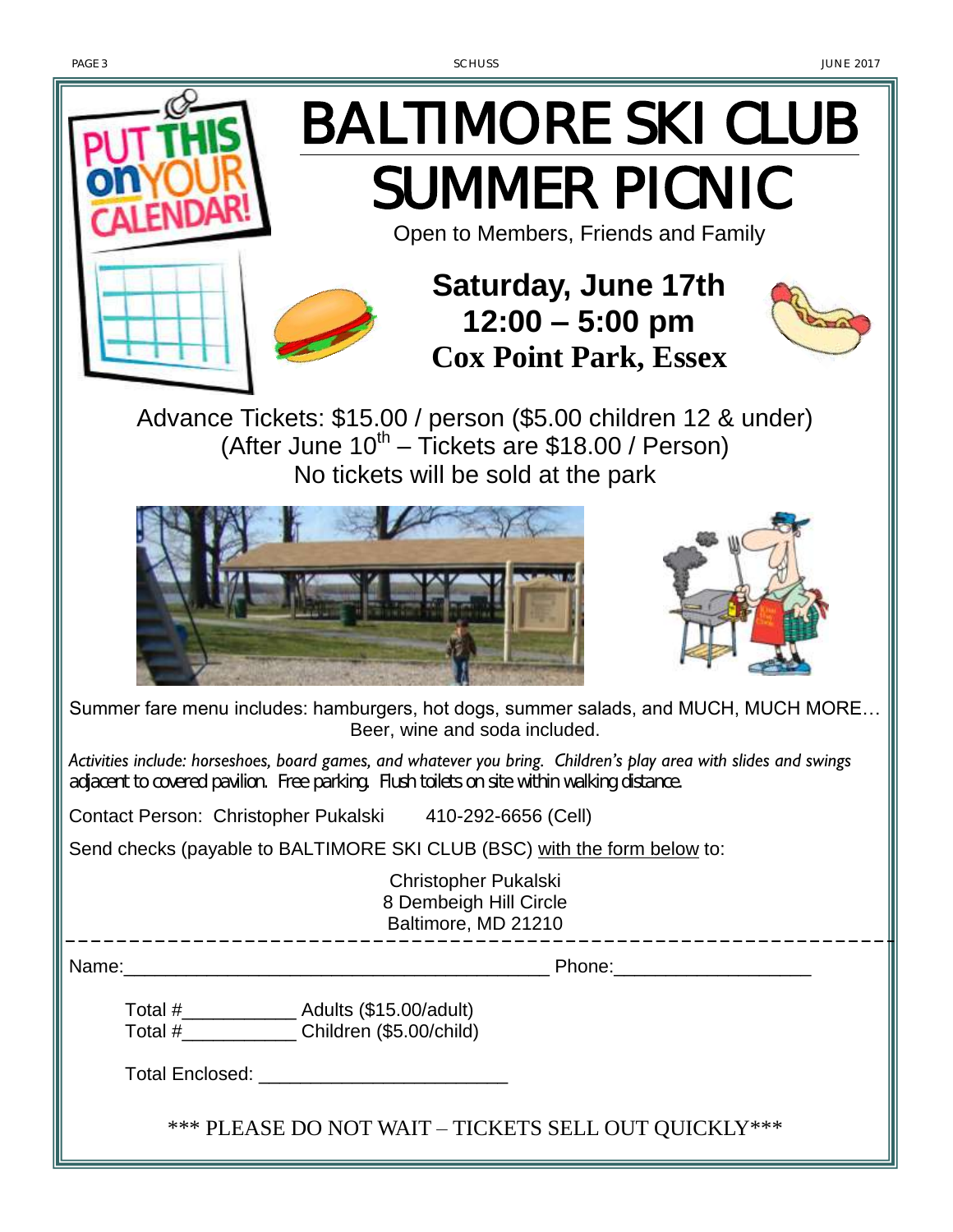# BALTIMORE SKI CLUB SUMMER PICNIC

Open to Members, Friends and Family

**Saturday, June 17th**
**12:00 – 5:00 pm**
**Cox Point Park, Essex**

Advance Tickets: $15.00 / person ($5.00 children 12 & under)
(After June 10th – Tickets are $18.00 / Person)
No tickets will be sold at the park

Summer fare menu includes: hamburgers, hot dogs, summer salads, and MUCH, MUCH MORE…
Beer, wine and soda included.

*Activities include: horseshoes, board games, and whatever you bring. Children's play area with slides and swings adjacent to covered pavilion. Free parking. Flush toilets on site within walking distance.*

Contact Person: Christopher Pukalski 410-292-6656 (Cell)

Send checks (payable to BALTIMORE SKI CLUB (BSC) with the form below to:

Christopher Pukalski
8 Dembeigh Hill Circle
Baltimore, MD 21210

---

Name:________________________________________ Phone:___________________

Total #___________ Adults ($15.00/adult)
Total #___________ Children ($5.00/child)

Total Enclosed: _______________________

\*\*\* PLEASE DO NOT WAIT – TICKETS SELL OUT QUICKLY\*\*\*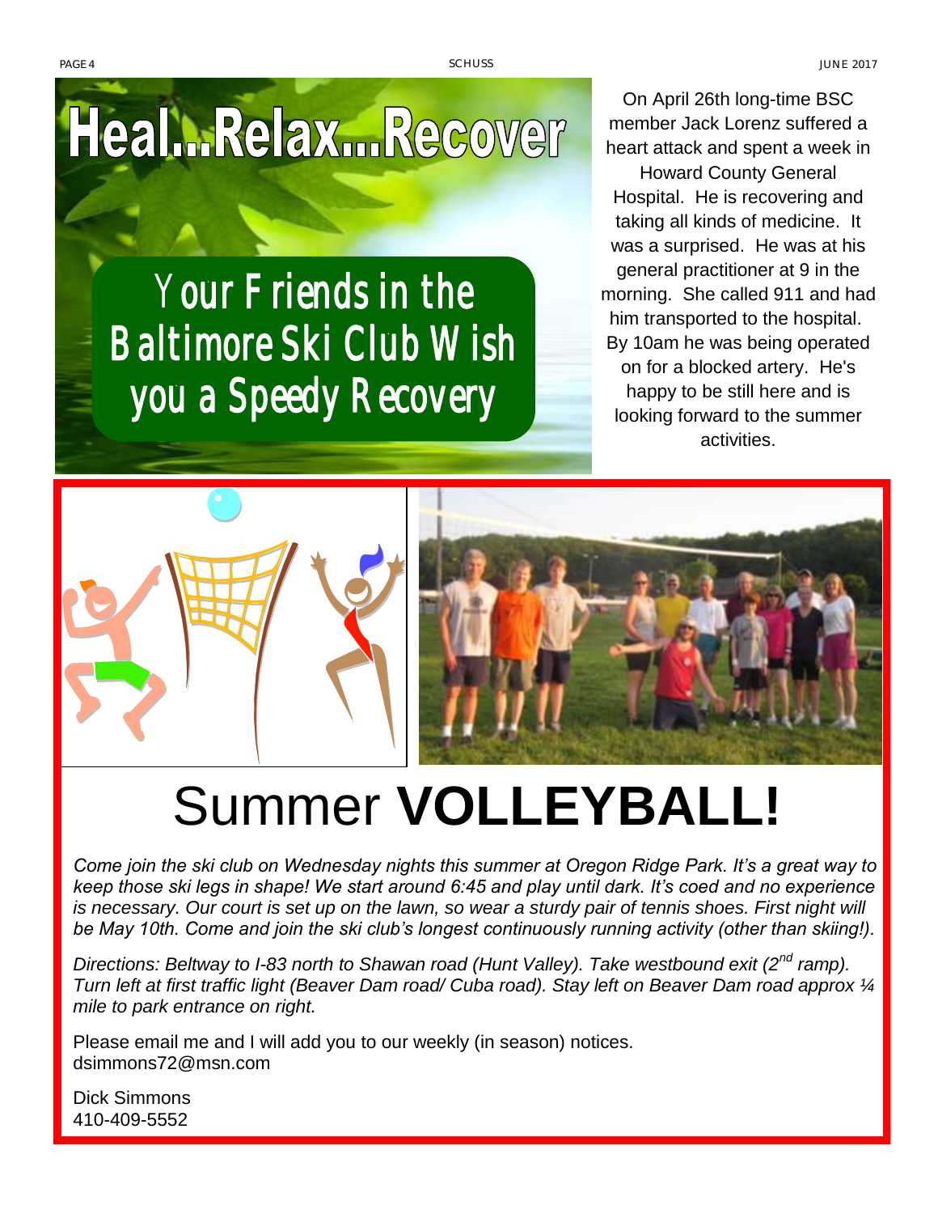# Heal...Relax...Recover

Your Friends in the Baltimore Ski Club Wish you a Speedy Recovery

On April 26th long-time BSC member Jack Lorenz suffered a heart attack and spent a week in Howard County General Hospital. He is recovering and taking all kinds of medicine. It was a surprised. He was at his general practitioner at 9 in the morning. She called 911 and had him transported to the hospital. By 10am he was being operated on for a blocked artery. He's happy to be still here and is looking forward to the summer activities.

# Summer **VOLLEYBALL!**

*Come join the ski club on Wednesday nights this summer at Oregon Ridge Park. It's a great way to keep those ski legs in shape! We start around 6:45 and play until dark. It's coed and no experience is necessary. Our court is set up on the lawn, so wear a sturdy pair of tennis shoes. First night will be May 10th. Come and join the ski club's longest continuously running activity (other than skiing!).*

*Directions: Beltway to I-83 north to Shawan road (Hunt Valley). Take westbound exit (2nd ramp). Turn left at first traffic light (Beaver Dam road/ Cuba road). Stay left on Beaver Dam road approx ¼ mile to park entrance on right.*

Please email me and I will add you to our weekly (in season) notices.
dsimmons72@msn.com

Dick Simmons
410-409-5552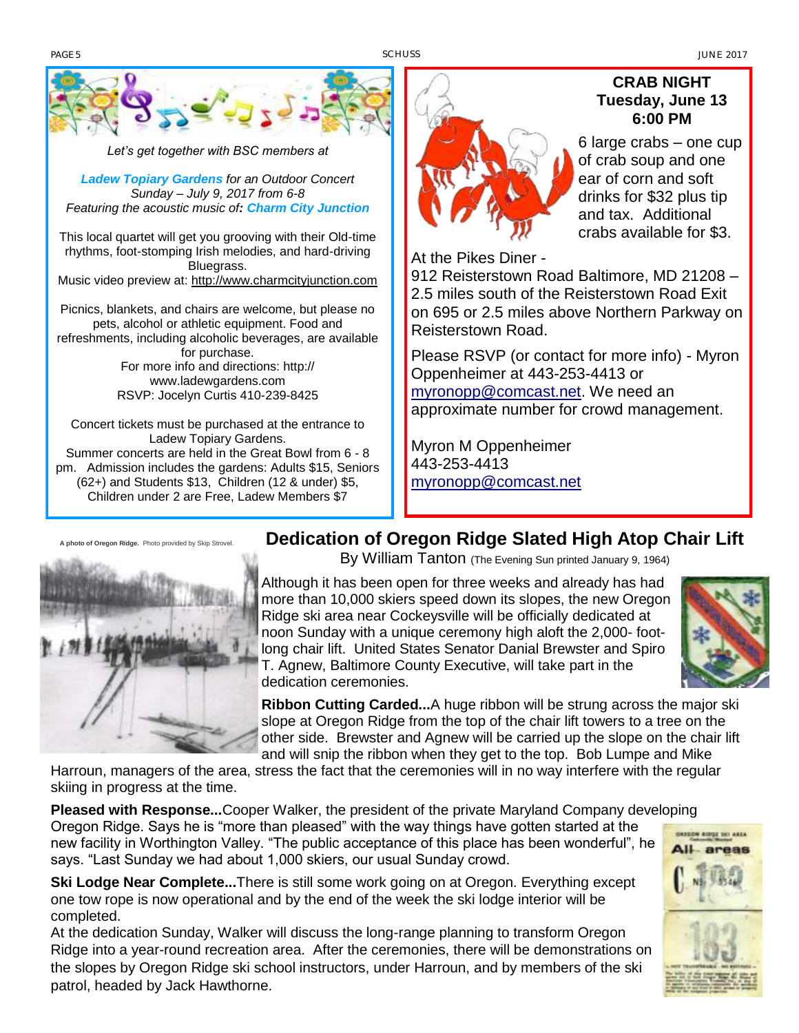*Let's get together with BSC members at*

***Ladew Topiary Gardens** for an Outdoor Concert*
*Sunday – July 9, 2017 from 6-8*
*Featuring the acoustic music of: **Charm City Junction***

This local quartet will get you grooving with their Old-time rhythms, foot-stomping Irish melodies, and hard-driving Bluegrass.
Music video preview at: http://www.charmcityjunction.com

Picnics, blankets, and chairs are welcome, but please no pets, alcohol or athletic equipment. Food and refreshments, including alcoholic beverages, are available for purchase.
For more info and directions: http://www.ladewgardens.com
RSVP: Jocelyn Curtis 410-239-8425

Concert tickets must be purchased at the entrance to Ladew Topiary Gardens.
Summer concerts are held in the Great Bowl from 6 - 8 pm. Admission includes the gardens: Adults $15, Seniors (62+) and Students $13, Children (12 & under) $5, Children under 2 are Free, Ladew Members $7

## CRAB NIGHT
## Tuesday, June 13
## 6:00 PM

6 large crabs – one cup of crab soup and one ear of corn and soft drinks for $32 plus tip and tax. Additional crabs available for $3.

At the Pikes Diner -
912 Reisterstown Road Baltimore, MD 21208 – 2.5 miles south of the Reisterstown Road Exit on 695 or 2.5 miles above Northern Parkway on Reisterstown Road.

Please RSVP (or contact for more info) - Myron Oppenheimer at 443-253-4413 or myronopp@comcast.net. We need an approximate number for crowd management.

Myron M Oppenheimer
443-253-4413
myronopp@comcast.net

**A photo of Oregon Ridge.** Photo provided by Skip Strovel.

## Dedication of Oregon Ridge Slated High Atop Chair Lift

By William Tanton (The Evening Sun printed January 9, 1964)

Although it has been open for three weeks and already has had more than 10,000 skiers speed down its slopes, the new Oregon Ridge ski area near Cockeysville will be officially dedicated at noon Sunday with a unique ceremony high aloft the 2,000- foot-long chair lift. United States Senator Danial Brewster and Spiro T. Agnew, Baltimore County Executive, will take part in the dedication ceremonies.

**Ribbon Cutting Carded...**A huge ribbon will be strung across the major ski slope at Oregon Ridge from the top of the chair lift towers to a tree on the other side. Brewster and Agnew will be carried up the slope on the chair lift and will snip the ribbon when they get to the top. Bob Lumpe and Mike Harroun, managers of the area, stress the fact that the ceremonies will in no way interfere with the regular skiing in progress at the time.

**Pleased with Response...**Cooper Walker, the president of the private Maryland Company developing Oregon Ridge. Says he is "more than pleased" with the way things have gotten started at the new facility in Worthington Valley. "The public acceptance of this place has been wonderful", he says. "Last Sunday we had about 1,000 skiers, our usual Sunday crowd.

**Ski Lodge Near Complete...**There is still some work going on at Oregon. Everything except one tow rope is now operational and by the end of the week the ski lodge interior will be completed.

At the dedication Sunday, Walker will discuss the long-range planning to transform Oregon Ridge into a year-round recreation area. After the ceremonies, there will be demonstrations on the slopes by Oregon Ridge ski school instructors, under Harroun, and by members of the ski patrol, headed by Jack Hawthorne.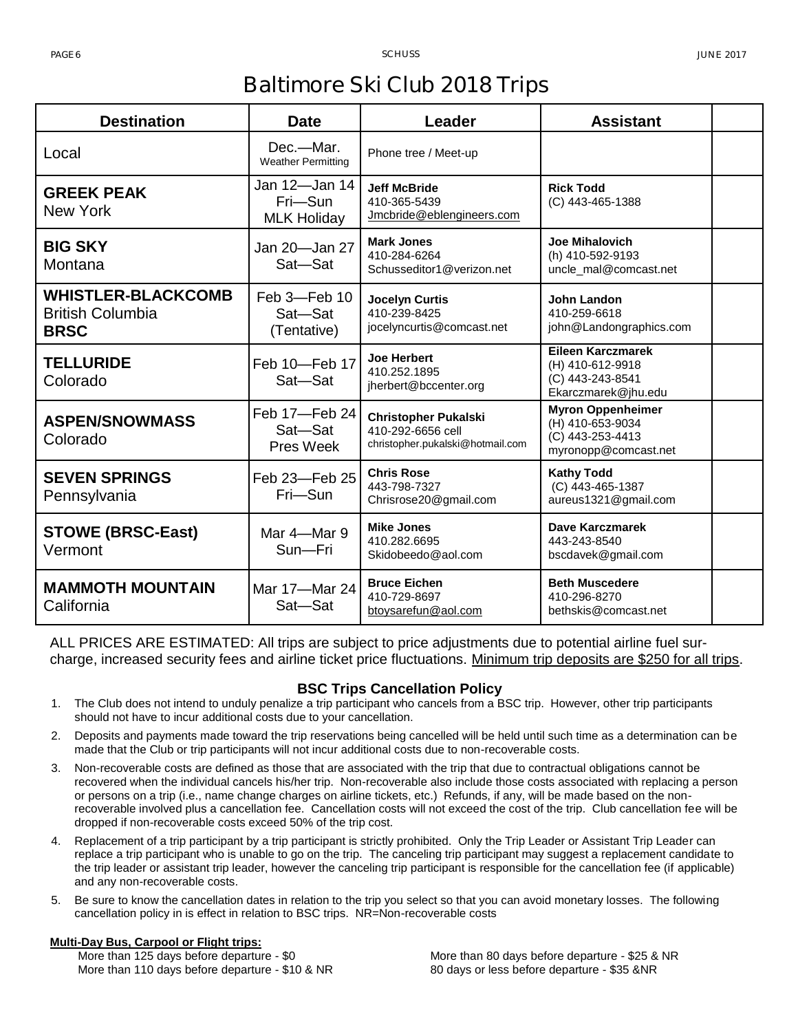# Baltimore Ski Club 2018 Trips

| Destination | Date | Leader | Assistant | |
|---|---|---|---|---|
| Local | Dec.—Mar. Weather Permitting | Phone tree / Meet-up | | |
| **GREEK PEAK** New York | Jan 12—Jan 14 Fri—Sun MLK Holiday | **Jeff McBride** 410-365-5439 Jmcbride@eblengineers.com | **Rick Todd** (C) 443-465-1388 | |
| **BIG SKY** Montana | Jan 20—Jan 27 Sat—Sat | **Mark Jones** 410-284-6264 Schusseditor1@verizon.net | **Joe Mihalovich** (h) 410-592-9193 uncle_mal@comcast.net | |
| **WHISTLER-BLACKCOMB** British Columbia **BRSC** | Feb 3—Feb 10 Sat—Sat (Tentative) | **Jocelyn Curtis** 410-239-8425 jocelyncurtis@comcast.net | **John Landon** 410-259-6618 john@Landongraphics.com | |
| **TELLURIDE** Colorado | Feb 10—Feb 17 Sat—Sat | **Joe Herbert** 410.252.1895 jherbert@bccenter.org | **Eileen Karczmarek** (H) 410-612-9918 (C) 443-243-8541 Ekarczmarek@jhu.edu | |
| **ASPEN/SNOWMASS** Colorado | Feb 17—Feb 24 Sat—Sat Pres Week | **Christopher Pukalski** 410-292-6656 cell christopher.pukalski@hotmail.com | **Myron Oppenheimer** (H) 410-653-9034 (C) 443-253-4413 myronopp@comcast.net | |
| **SEVEN SPRINGS** Pennsylvania | Feb 23—Feb 25 Fri—Sun | **Chris Rose** 443-798-7327 Chrisrose20@gmail.com | **Kathy Todd** (C) 443-465-1387 aureus1321@gmail.com | |
| **STOWE (BRSC-East)** Vermont | Mar 4—Mar 9 Sun—Fri | **Mike Jones** 410.282.6695 Skidobeedo@aol.com | **Dave Karczmarek** 443-243-8540 bscdavek@gmail.com | |
| **MAMMOTH MOUNTAIN** California | Mar 17—Mar 24 Sat—Sat | **Bruce Eichen** 410-729-8697 btoysarefun@aol.com | **Beth Muscedere** 410-296-8270 bethskis@comcast.net | |

ALL PRICES ARE ESTIMATED: All trips are subject to price adjustments due to potential airline fuel surcharge, increased security fees and airline ticket price fluctuations. Minimum trip deposits are $250 for all trips.

### BSC Trips Cancellation Policy

1. The Club does not intend to unduly penalize a trip participant who cancels from a BSC trip. However, other trip participants should not have to incur additional costs due to your cancellation.
2. Deposits and payments made toward the trip reservations being cancelled will be held until such time as a determination can be made that the Club or trip participants will not incur additional costs due to non-recoverable costs.
3. Non-recoverable costs are defined as those that are associated with the trip that due to contractual obligations cannot be recovered when the individual cancels his/her trip. Non-recoverable also include those costs associated with replacing a person or persons on a trip (i.e., name change charges on airline tickets, etc.) Refunds, if any, will be made based on the non-recoverable involved plus a cancellation fee. Cancellation costs will not exceed the cost of the trip. Club cancellation fee will be dropped if non-recoverable costs exceed 50% of the trip cost.
4. Replacement of a trip participant by a trip participant is strictly prohibited. Only the Trip Leader or Assistant Trip Leader can replace a trip participant who is unable to go on the trip. The canceling trip participant may suggest a replacement candidate to the trip leader or assistant trip leader, however the canceling trip participant is responsible for the cancellation fee (if applicable) and any non-recoverable costs.
5. Be sure to know the cancellation dates in relation to the trip you select so that you can avoid monetary losses. The following cancellation policy in is effect in relation to BSC trips. NR=Non-recoverable costs

**Multi-Day Bus, Carpool or Flight trips:**

More than 125 days before departure - $0
More than 110 days before departure - $10 & NR
More than 80 days before departure - $25 & NR
80 days or less before departure - $35 &NR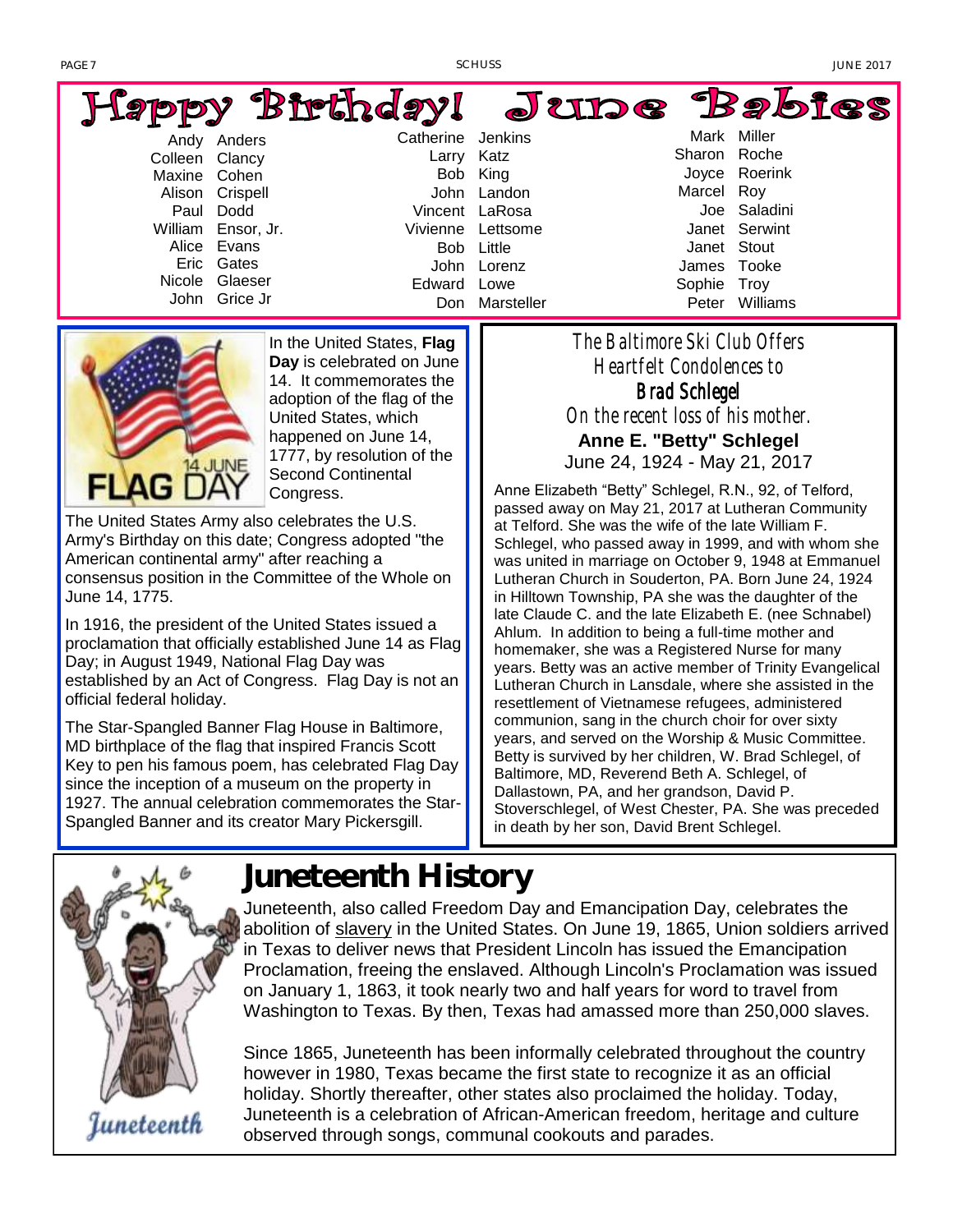# Happy Birthday! June Babies

Andy Anders
Colleen Clancy
Maxine Cohen
Alison Crispell
Paul Dodd
William Ensor, Jr.
Alice Evans
Eric Gates
Nicole Glaeser
John Grice Jr
Catherine Jenkins
Larry Katz
Bob King
John Landon
Vincent LaRosa
Vivienne Lettsome
Bob Little
John Lorenz
Edward Lowe
Don Marsteller
Mark Miller
Sharon Roche
Joyce Roerink
Marcel Roy
Joe Saladini
Janet Serwint
Janet Stout
James Tooke
Sophie Troy
Peter Williams

In the United States, **Flag Day** is celebrated on June 14. It commemorates the adoption of the flag of the United States, which happened on June 14, 1777, by resolution of the Second Continental Congress.

The United States Army also celebrates the U.S. Army's Birthday on this date; Congress adopted "the American continental army" after reaching a consensus position in the Committee of the Whole on June 14, 1775.

In 1916, the president of the United States issued a proclamation that officially established June 14 as Flag Day; in August 1949, National Flag Day was established by an Act of Congress. Flag Day is not an official federal holiday.

The Star-Spangled Banner Flag House in Baltimore, MD birthplace of the flag that inspired Francis Scott Key to pen his famous poem, has celebrated Flag Day since the inception of a museum on the property in 1927. The annual celebration commemorates the Star-Spangled Banner and its creator Mary Pickersgill.

The Baltimore Ski Club Offers Heartfelt Condolences to
**Brad Schlegel**
*On the recent loss of his mother.*

**Anne E. "Betty" Schlegel**
June 24, 1924 - May 21, 2017

Anne Elizabeth "Betty" Schlegel, R.N., 92, of Telford, passed away on May 21, 2017 at Lutheran Community at Telford. She was the wife of the late William F. Schlegel, who passed away in 1999, and with whom she was united in marriage on October 9, 1948 at Emmanuel Lutheran Church in Souderton, PA. Born June 24, 1924 in Hilltown Township, PA she was the daughter of the late Claude C. and the late Elizabeth E. (nee Schnabel) Ahlum. In addition to being a full-time mother and homemaker, she was a Registered Nurse for many years. Betty was an active member of Trinity Evangelical Lutheran Church in Lansdale, where she assisted in the resettlement of Vietnamese refugees, administered communion, sang in the church choir for over sixty years, and served on the Worship & Music Committee. Betty is survived by her children, W. Brad Schlegel, of Baltimore, MD, Reverend Beth A. Schlegel, of Dallastown, PA, and her grandson, David P. Stoverschlegel, of West Chester, PA. She was preceded in death by her son, David Brent Schlegel.

## Juneteenth History

Juneteenth, also called Freedom Day and Emancipation Day, celebrates the abolition of slavery in the United States. On June 19, 1865, Union soldiers arrived in Texas to deliver news that President Lincoln has issued the Emancipation Proclamation, freeing the enslaved. Although Lincoln's Proclamation was issued on January 1, 1863, it took nearly two and half years for word to travel from Washington to Texas. By then, Texas had amassed more than 250,000 slaves.

Since 1865, Juneteenth has been informally celebrated throughout the country however in 1980, Texas became the first state to recognize it as an official holiday. Shortly thereafter, other states also proclaimed the holiday. Today, Juneteenth is a celebration of African-American freedom, heritage and culture observed through songs, communal cookouts and parades.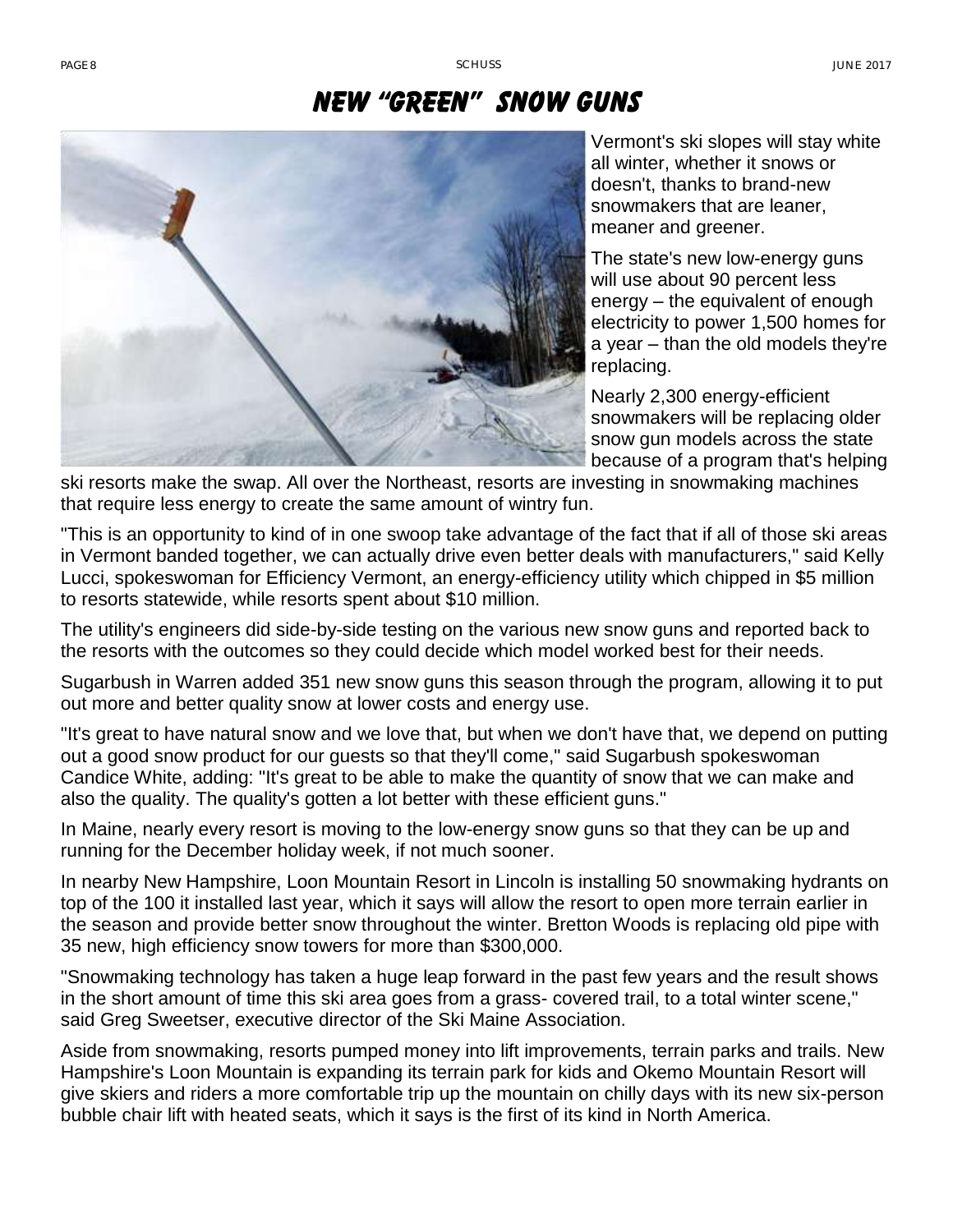# NEW "GREEN" SNOW GUNS

Vermont's ski slopes will stay white all winter, whether it snows or doesn't, thanks to brand-new snowmakers that are leaner, meaner and greener.

The state's new low-energy guns will use about 90 percent less energy – the equivalent of enough electricity to power 1,500 homes for a year – than the old models they're replacing.

Nearly 2,300 energy-efficient snowmakers will be replacing older snow gun models across the state because of a program that's helping ski resorts make the swap. All over the Northeast, resorts are investing in snowmaking machines that require less energy to create the same amount of wintry fun.

"This is an opportunity to kind of in one swoop take advantage of the fact that if all of those ski areas in Vermont banded together, we can actually drive even better deals with manufacturers," said Kelly Lucci, spokeswoman for Efficiency Vermont, an energy-efficiency utility which chipped in $5 million to resorts statewide, while resorts spent about $10 million.

The utility's engineers did side-by-side testing on the various new snow guns and reported back to the resorts with the outcomes so they could decide which model worked best for their needs.

Sugarbush in Warren added 351 new snow guns this season through the program, allowing it to put out more and better quality snow at lower costs and energy use.

"It's great to have natural snow and we love that, but when we don't have that, we depend on putting out a good snow product for our guests so that they'll come," said Sugarbush spokeswoman Candice White, adding: "It's great to be able to make the quantity of snow that we can make and also the quality. The quality's gotten a lot better with these efficient guns."

In Maine, nearly every resort is moving to the low-energy snow guns so that they can be up and running for the December holiday week, if not much sooner.

In nearby New Hampshire, Loon Mountain Resort in Lincoln is installing 50 snowmaking hydrants on top of the 100 it installed last year, which it says will allow the resort to open more terrain earlier in the season and provide better snow throughout the winter. Bretton Woods is replacing old pipe with 35 new, high efficiency snow towers for more than $300,000.

"Snowmaking technology has taken a huge leap forward in the past few years and the result shows in the short amount of time this ski area goes from a grass- covered trail, to a total winter scene," said Greg Sweetser, executive director of the Ski Maine Association.

Aside from snowmaking, resorts pumped money into lift improvements, terrain parks and trails. New Hampshire's Loon Mountain is expanding its terrain park for kids and Okemo Mountain Resort will give skiers and riders a more comfortable trip up the mountain on chilly days with its new six-person bubble chair lift with heated seats, which it says is the first of its kind in North America.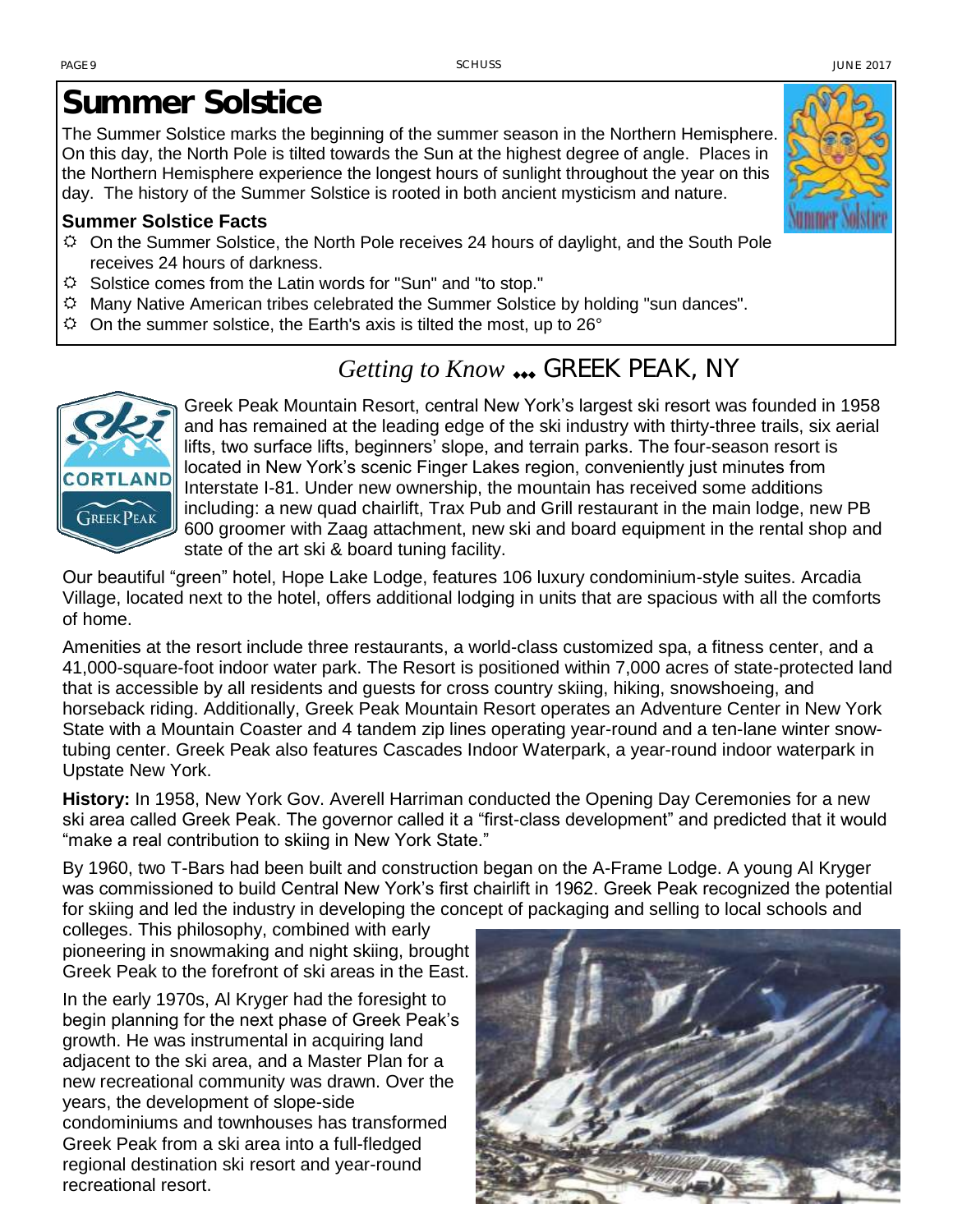# Summer Solstice

The Summer Solstice marks the beginning of the summer season in the Northern Hemisphere. On this day, the North Pole is tilted towards the Sun at the highest degree of angle. Places in the Northern Hemisphere experience the longest hours of sunlight throughout the year on this day. The history of the Summer Solstice is rooted in both ancient mysticism and nature.

### Summer Solstice Facts

- On the Summer Solstice, the North Pole receives 24 hours of daylight, and the South Pole receives 24 hours of darkness.
- Solstice comes from the Latin words for "Sun" and "to stop."
- Many Native American tribes celebrated the Summer Solstice by holding "sun dances".
- On the summer solstice, the Earth's axis is tilted the most, up to 26°

## *Getting to Know* … GREEK PEAK, NY

Greek Peak Mountain Resort, central New York's largest ski resort was founded in 1958 and has remained at the leading edge of the ski industry with thirty-three trails, six aerial lifts, two surface lifts, beginners' slope, and terrain parks. The four-season resort is located in New York's scenic Finger Lakes region, conveniently just minutes from Interstate I-81. Under new ownership, the mountain has received some additions including: a new quad chairlift, Trax Pub and Grill restaurant in the main lodge, new PB 600 groomer with Zaag attachment, new ski and board equipment in the rental shop and state of the art ski & board tuning facility.

Our beautiful "green" hotel, Hope Lake Lodge, features 106 luxury condominium-style suites. Arcadia Village, located next to the hotel, offers additional lodging in units that are spacious with all the comforts of home.

Amenities at the resort include three restaurants, a world-class customized spa, a fitness center, and a 41,000-square-foot indoor water park. The Resort is positioned within 7,000 acres of state-protected land that is accessible by all residents and guests for cross country skiing, hiking, snowshoeing, and horseback riding. Additionally, Greek Peak Mountain Resort operates an Adventure Center in New York State with a Mountain Coaster and 4 tandem zip lines operating year-round and a ten-lane winter snow-tubing center. Greek Peak also features Cascades Indoor Waterpark, a year-round indoor waterpark in Upstate New York.

**History:** In 1958, New York Gov. Averell Harriman conducted the Opening Day Ceremonies for a new ski area called Greek Peak. The governor called it a "first-class development" and predicted that it would "make a real contribution to skiing in New York State."

By 1960, two T-Bars had been built and construction began on the A-Frame Lodge. A young Al Kryger was commissioned to build Central New York's first chairlift in 1962. Greek Peak recognized the potential for skiing and led the industry in developing the concept of packaging and selling to local schools and colleges. This philosophy, combined with early pioneering in snowmaking and night skiing, brought Greek Peak to the forefront of ski areas in the East.

In the early 1970s, Al Kryger had the foresight to begin planning for the next phase of Greek Peak's growth. He was instrumental in acquiring land adjacent to the ski area, and a Master Plan for a new recreational community was drawn. Over the years, the development of slope-side condominiums and townhouses has transformed Greek Peak from a ski area into a full-fledged regional destination ski resort and year-round recreational resort.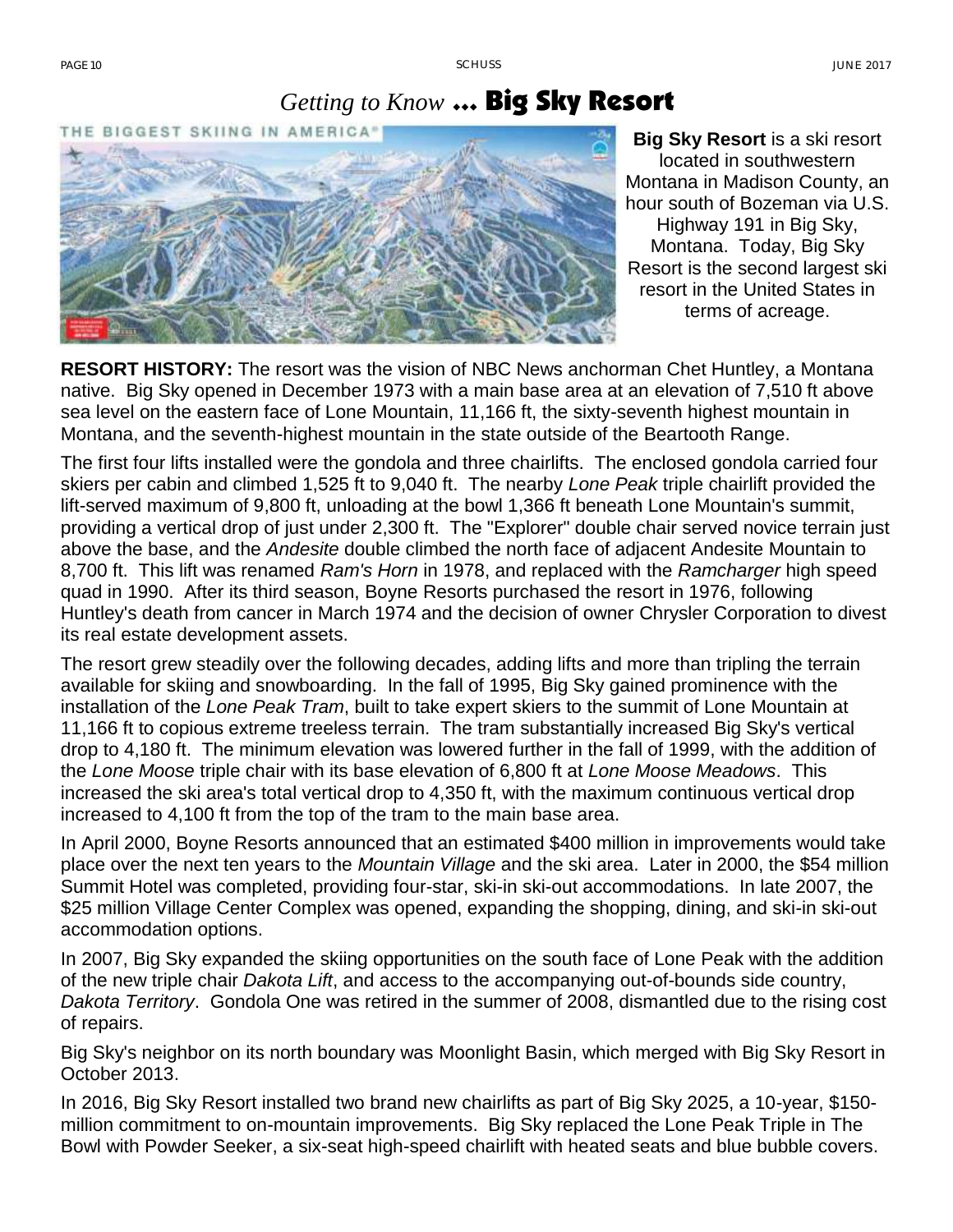# *Getting to Know* … Big Sky Resort

THE BIGGEST SKIING IN AMERICA®

**Big Sky Resort** is a ski resort located in southwestern Montana in Madison County, an hour south of Bozeman via U.S. Highway 191 in Big Sky, Montana. Today, Big Sky Resort is the second largest ski resort in the United States in terms of acreage.

**RESORT HISTORY:** The resort was the vision of NBC News anchorman Chet Huntley, a Montana native. Big Sky opened in December 1973 with a main base area at an elevation of 7,510 ft above sea level on the eastern face of Lone Mountain, 11,166 ft, the sixty-seventh highest mountain in Montana, and the seventh-highest mountain in the state outside of the Beartooth Range.

The first four lifts installed were the gondola and three chairlifts. The enclosed gondola carried four skiers per cabin and climbed 1,525 ft to 9,040 ft. The nearby *Lone Peak* triple chairlift provided the lift-served maximum of 9,800 ft, unloading at the bowl 1,366 ft beneath Lone Mountain's summit, providing a vertical drop of just under 2,300 ft. The "Explorer" double chair served novice terrain just above the base, and the *Andesite* double climbed the north face of adjacent Andesite Mountain to 8,700 ft. This lift was renamed *Ram's Horn* in 1978, and replaced with the *Ramcharger* high speed quad in 1990. After its third season, Boyne Resorts purchased the resort in 1976, following Huntley's death from cancer in March 1974 and the decision of owner Chrysler Corporation to divest its real estate development assets.

The resort grew steadily over the following decades, adding lifts and more than tripling the terrain available for skiing and snowboarding. In the fall of 1995, Big Sky gained prominence with the installation of the *Lone Peak Tram*, built to take expert skiers to the summit of Lone Mountain at 11,166 ft to copious extreme treeless terrain. The tram substantially increased Big Sky's vertical drop to 4,180 ft. The minimum elevation was lowered further in the fall of 1999, with the addition of the *Lone Moose* triple chair with its base elevation of 6,800 ft at *Lone Moose Meadows*. This increased the ski area's total vertical drop to 4,350 ft, with the maximum continuous vertical drop increased to 4,100 ft from the top of the tram to the main base area.

In April 2000, Boyne Resorts announced that an estimated $400 million in improvements would take place over the next ten years to the *Mountain Village* and the ski area. Later in 2000, the $54 million Summit Hotel was completed, providing four-star, ski-in ski-out accommodations. In late 2007, the $25 million Village Center Complex was opened, expanding the shopping, dining, and ski-in ski-out accommodation options.

In 2007, Big Sky expanded the skiing opportunities on the south face of Lone Peak with the addition of the new triple chair *Dakota Lift*, and access to the accompanying out-of-bounds side country, *Dakota Territory*. Gondola One was retired in the summer of 2008, dismantled due to the rising cost of repairs.

Big Sky's neighbor on its north boundary was Moonlight Basin, which merged with Big Sky Resort in October 2013.

In 2016, Big Sky Resort installed two brand new chairlifts as part of Big Sky 2025, a 10-year, $150-million commitment to on-mountain improvements. Big Sky replaced the Lone Peak Triple in The Bowl with Powder Seeker, a six-seat high-speed chairlift with heated seats and blue bubble covers.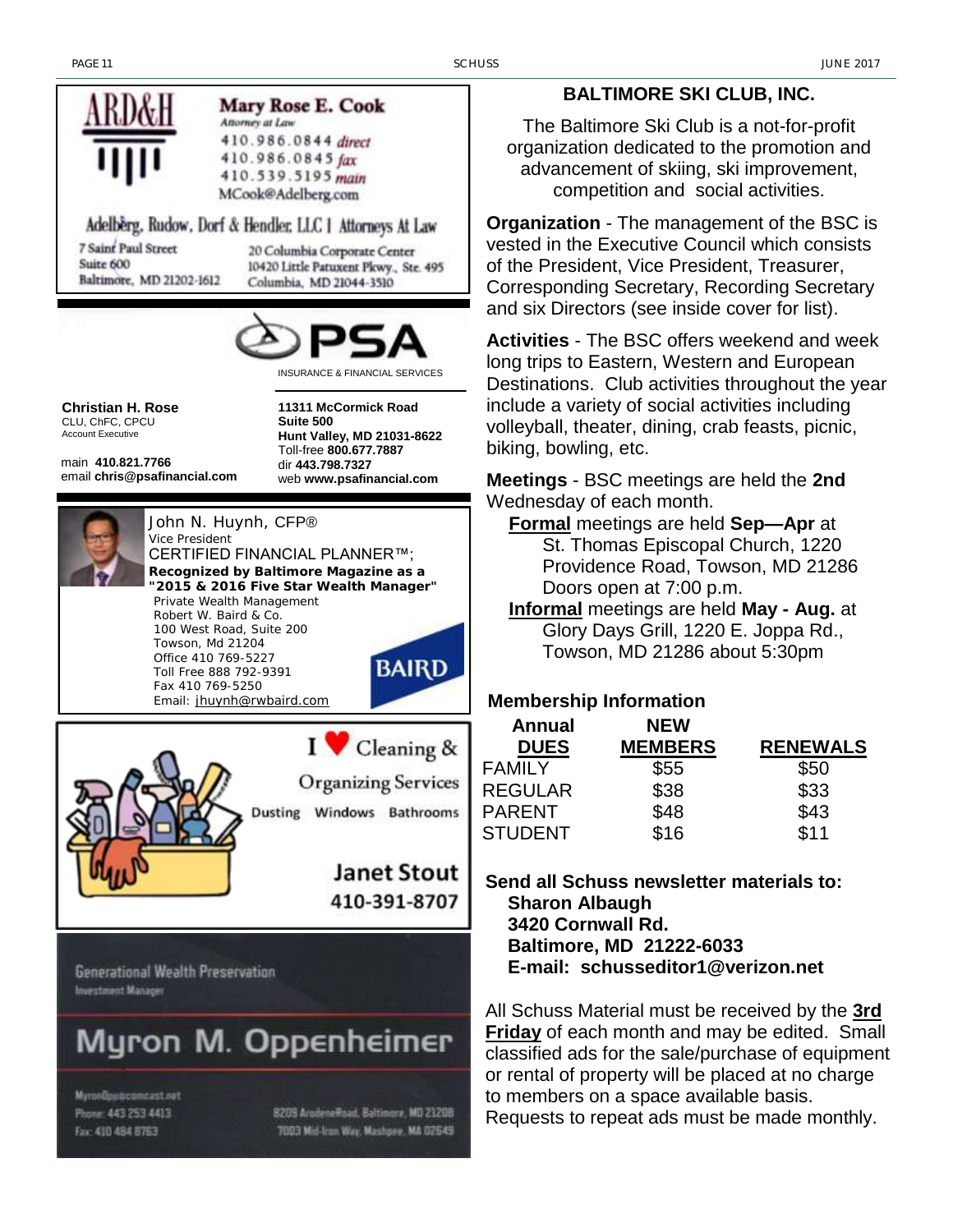ARD&H

**Mary Rose E. Cook**
*Attorney at Law*
410.986.0844 *direct*
410.986.0845 *fax*
410.539.5195 *main*
MCook@Adelberg.com

Adelberg, Rudow, Dorf & Hendler, LLC | Attorneys At Law

7 Saint Paul Street
Suite 600
Baltimore, MD 21202-1612

20 Columbia Corporate Center
10420 Little Patuxent Pkwy., Ste. 495
Columbia, MD 21044-3510

---

PSA
INSURANCE & FINANCIAL SERVICES

**Christian H. Rose**
CLU, ChFC, CPCU
Account Executive

main **410.821.7766**
email **chris@psafinancial.com**

**11311 McCormick Road**
**Suite 500**
**Hunt Valley, MD 21031-8622**
Toll-free **800.677.7887**
dir **443.798.7327**
web **www.psafinancial.com**

---

John N. Huynh, CFP®
Vice President
CERTIFIED FINANCIAL PLANNER™;
**Recognized by Baltimore Magazine as a "2015 & 2016 Five Star Wealth Manager"**
Private Wealth Management
Robert W. Baird & Co.
100 West Road, Suite 200
Towson, Md 21204
Office 410 769-5227
Toll Free 888 792-9391
Fax 410 769-5250
Email: jhuynh@rwbaird.com

BAIRD

---

I ♥ Cleaning & Organizing Services
Dusting Windows Bathrooms

**Janet Stout**
**410-391-8707**

---

Generational Wealth Preservation
Investment Manager

**Myron M. Oppenheimer**

MyronOpp@comcast.net
Phone: 443 253 4413
Fax: 410 484 8763

8209 Ardene Road, Baltimore, MD 21208
7003 Mid-Iron Way, Mashpee, MA 02649

---

## BALTIMORE SKI CLUB, INC.

The Baltimore Ski Club is a not-for-profit organization dedicated to the promotion and advancement of skiing, ski improvement, competition and social activities.

**Organization** - The management of the BSC is vested in the Executive Council which consists of the President, Vice President, Treasurer, Corresponding Secretary, Recording Secretary and six Directors (see inside cover for list).

**Activities** - The BSC offers weekend and week long trips to Eastern, Western and European Destinations. Club activities throughout the year include a variety of social activities including volleyball, theater, dining, crab feasts, picnic, biking, bowling, etc.

**Meetings** - BSC meetings are held the **2nd** Wednesday of each month.

**Formal** meetings are held **Sep—Apr** at St. Thomas Episcopal Church, 1220 Providence Road, Towson, MD 21286 Doors open at 7:00 p.m.

**Informal** meetings are held **May - Aug.** at Glory Days Grill, 1220 E. Joppa Rd., Towson, MD 21286 about 5:30pm

### Membership Information

| Annual DUES | NEW MEMBERS | RENEWALS |
|---|---|---|
| FAMILY | $55 | $50 |
| REGULAR | $38 | $33 |
| PARENT | $48 | $43 |
| STUDENT | $16 | $11 |

**Send all Schuss newsletter materials to:**
**Sharon Albaugh**
**3420 Cornwall Rd.**
**Baltimore, MD 21222-6033**
**E-mail: schusseditor1@verizon.net**

All Schuss Material must be received by the **3rd Friday** of each month and may be edited. Small classified ads for the sale/purchase of equipment or rental of property will be placed at no charge to members on a space available basis. Requests to repeat ads must be made monthly.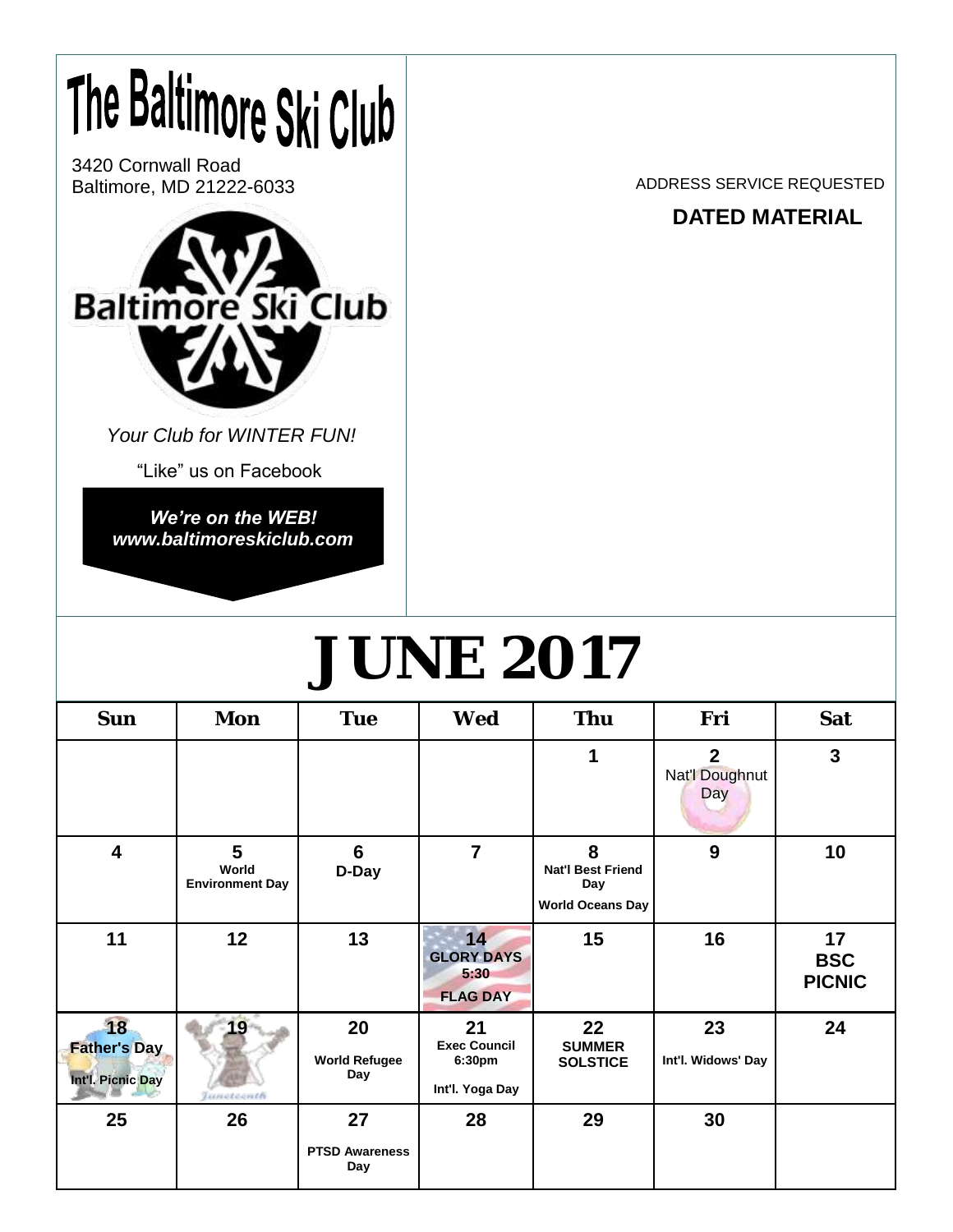# The Baltimore Ski Club

3420 Cornwall Road
Baltimore, MD 21222-6033

Baltimore Ski Club

*Your Club for WINTER FUN!*

"Like" us on Facebook

***We're on the WEB!***
***www.baltimoreskiclub.com***

ADDRESS SERVICE REQUESTED

**DATED MATERIAL**

# JUNE 2017

| Sun | Mon | Tue | Wed | Thu | Fri | Sat |
|---|---|---|---|---|---|---|
| | | | | 1 | 2 Nat'l Doughnut Day | 3 |
| 4 | 5 World Environment Day | 6 D-Day | 7 | 8 Nat'l Best Friend Day World Oceans Day | 9 | 10 |
| 11 | 12 | 13 | 14 GLORY DAYS 5:30 FLAG DAY | 15 | 16 | 17 BSC PICNIC |
| 18 Father's Day Int'l. Picnic Day | 19 Juneteenth | 20 World Refugee Day | 21 Exec Council 6:30pm Int'l. Yoga Day | 22 SUMMER SOLSTICE | 23 Int'l. Widows' Day | 24 |
| 25 | 26 | 27 PTSD Awareness Day | 28 | 29 | 30 | |